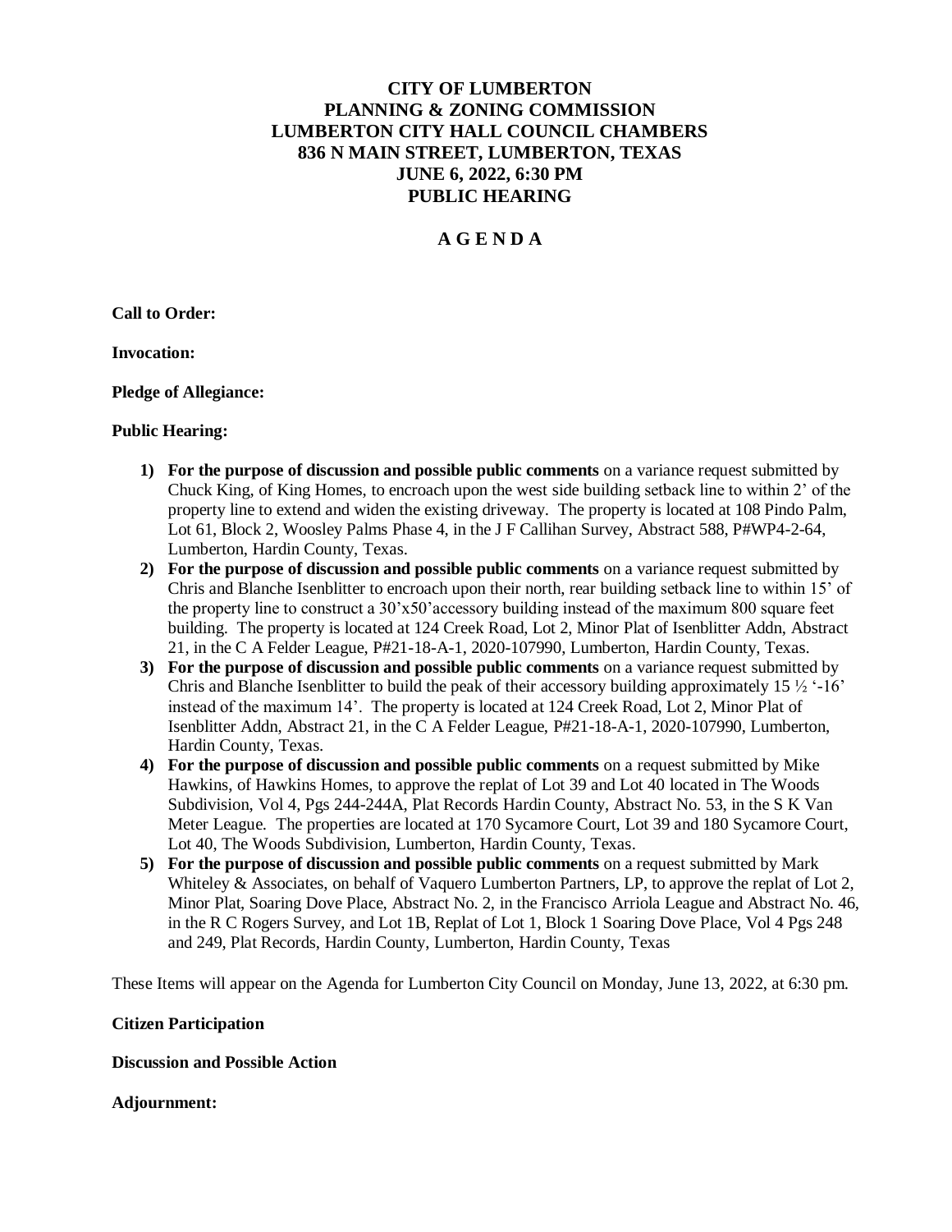# CITY OF LUMBERTON
# PLANNING & ZONING COMMISSION
# LUMBERTON CITY HALL COUNCIL CHAMBERS
# 836 N MAIN STREET, LUMBERTON, TEXAS
# JUNE 6, 2022, 6:30 PM
# PUBLIC HEARING

## A G E N D A

**Call to Order:**

**Invocation:**

**Pledge of Allegiance:**

**Public Hearing:**

1) **For the purpose of discussion and possible public comments** on a variance request submitted by Chuck King, of King Homes, to encroach upon the west side building setback line to within 2' of the property line to extend and widen the existing driveway. The property is located at 108 Pindo Palm, Lot 61, Block 2, Woosley Palms Phase 4, in the J F Callihan Survey, Abstract 588, P#WP4-2-64, Lumberton, Hardin County, Texas.
2) **For the purpose of discussion and possible public comments** on a variance request submitted by Chris and Blanche Isenblitter to encroach upon their north, rear building setback line to within 15' of the property line to construct a 30'x50'accessory building instead of the maximum 800 square feet building. The property is located at 124 Creek Road, Lot 2, Minor Plat of Isenblitter Addn, Abstract 21, in the C A Felder League, P#21-18-A-1, 2020-107990, Lumberton, Hardin County, Texas.
3) **For the purpose of discussion and possible public comments** on a variance request submitted by Chris and Blanche Isenblitter to build the peak of their accessory building approximately 15 ½ '-16' instead of the maximum 14'. The property is located at 124 Creek Road, Lot 2, Minor Plat of Isenblitter Addn, Abstract 21, in the C A Felder League, P#21-18-A-1, 2020-107990, Lumberton, Hardin County, Texas.
4) **For the purpose of discussion and possible public comments** on a request submitted by Mike Hawkins, of Hawkins Homes, to approve the replat of Lot 39 and Lot 40 located in The Woods Subdivision, Vol 4, Pgs 244-244A, Plat Records Hardin County, Abstract No. 53, in the S K Van Meter League. The properties are located at 170 Sycamore Court, Lot 39 and 180 Sycamore Court, Lot 40, The Woods Subdivision, Lumberton, Hardin County, Texas.
5) **For the purpose of discussion and possible public comments** on a request submitted by Mark Whiteley & Associates, on behalf of Vaquero Lumberton Partners, LP, to approve the replat of Lot 2, Minor Plat, Soaring Dove Place, Abstract No. 2, in the Francisco Arriola League and Abstract No. 46, in the R C Rogers Survey, and Lot 1B, Replat of Lot 1, Block 1 Soaring Dove Place, Vol 4 Pgs 248 and 249, Plat Records, Hardin County, Lumberton, Hardin County, Texas

These Items will appear on the Agenda for Lumberton City Council on Monday, June 13, 2022, at 6:30 pm.

**Citizen Participation**

**Discussion and Possible Action**

**Adjournment:**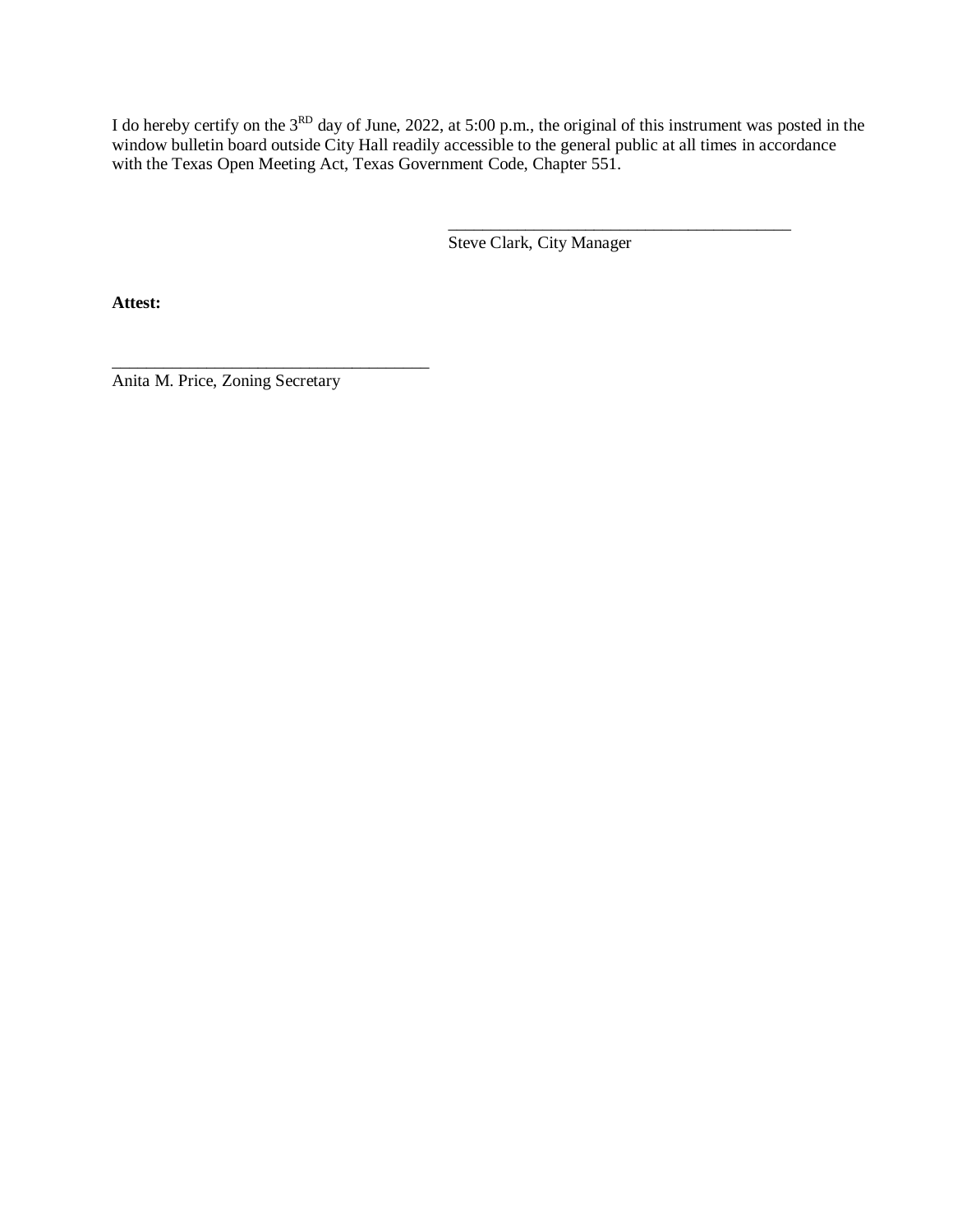I do hereby certify on the 3[RD] day of June, 2022, at 5:00 p.m., the original of this instrument was posted in the window bulletin board outside City Hall readily accessible to the general public at all times in accordance with the Texas Open Meeting Act, Texas Government Code, Chapter 551.

\_\_\_\_\_\_\_\_\_\_\_\_\_\_\_\_\_\_\_\_\_\_\_\_\_\_\_\_\_\_\_\_\_\_\_\_\_\_\_\_

Steve Clark, City Manager

**Attest:**

\_\_\_\_\_\_\_\_\_\_\_\_\_\_\_\_\_\_\_\_\_\_\_\_\_\_\_\_\_\_\_\_\_\_\_\_\_\_\_\_

Anita M. Price, Zoning Secretary